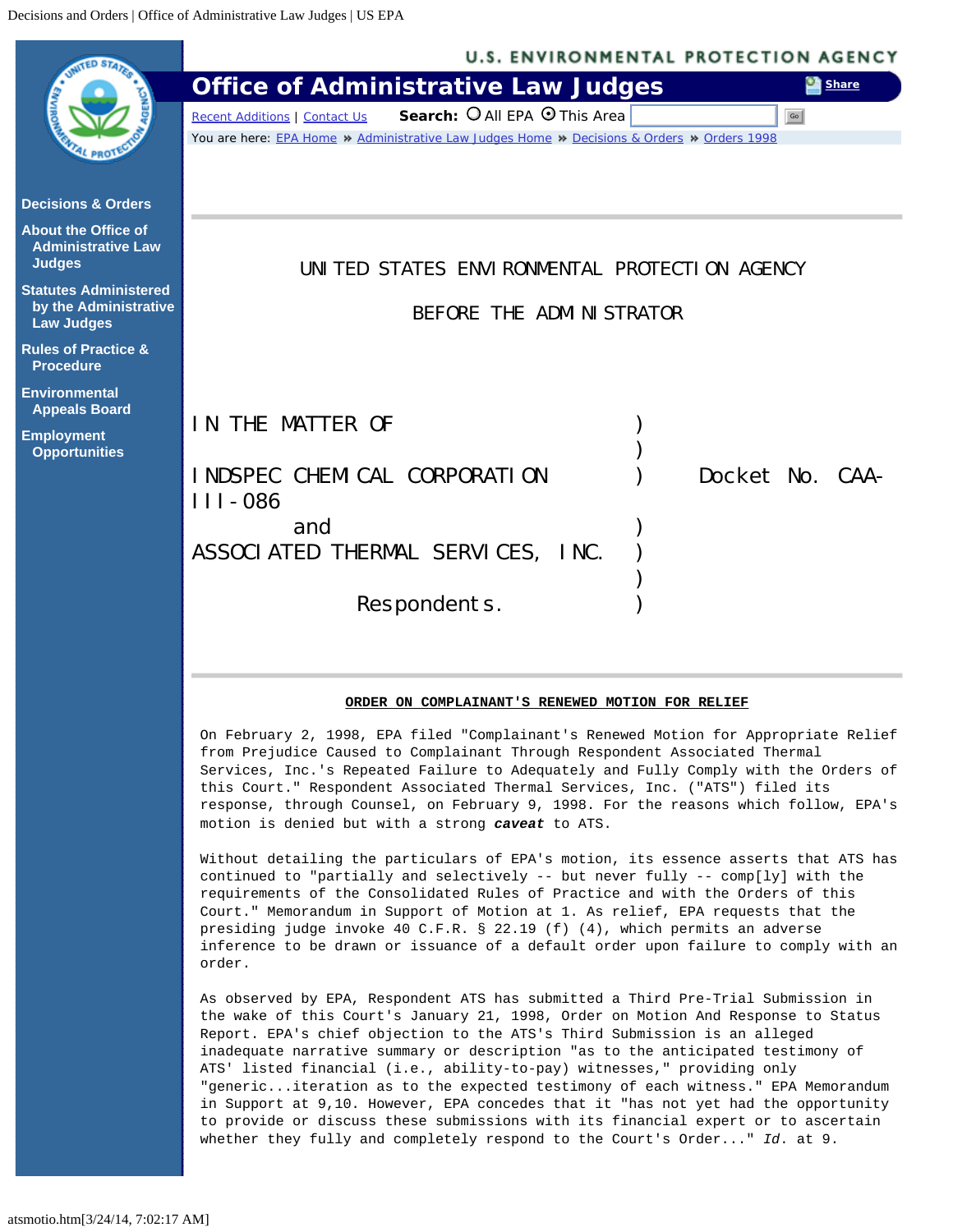UNITED STATES ENVIRONMENTAL PROTECTION AGENCY

BEFORE THE ADMINISTRATOR

| | | |
|---|---|---|
| IN THE MATTER OF | ) | |
| | ) | |
| INDSPEC CHEMICAL CORPORATION | ) | Docket No. CAA-III-086 |
| and | ) | |
| ASSOCIATED THERMAL SERVICES, INC. | ) | |
| | ) | |
| Respondents. | ) | |

**ORDER ON COMPLAINANT'S RENEWED MOTION FOR RELIEF**

On February 2, 1998, EPA filed "Complainant's Renewed Motion for Appropriate Relief from Prejudice Caused to Complainant Through Respondent Associated Thermal Services, Inc.'s Repeated Failure to Adequately and Fully Comply with the Orders of this Court." Respondent Associated Thermal Services, Inc. ("ATS") filed its response, through Counsel, on February 9, 1998. For the reasons which follow, EPA's motion is denied but with a strong ***caveat*** to ATS.

Without detailing the particulars of EPA's motion, its essence asserts that ATS has continued to "partially and selectively -- but never fully -- comp[ly] with the requirements of the Consolidated Rules of Practice and with the Orders of this Court." Memorandum in Support of Motion at 1. As relief, EPA requests that the presiding judge invoke 40 C.F.R. § 22.19 (f) (4), which permits an adverse inference to be drawn or issuance of a default order upon failure to comply with an order.

As observed by EPA, Respondent ATS has submitted a Third Pre-Trial Submission in the wake of this Court's January 21, 1998, Order on Motion And Response to Status Report. EPA's chief objection to the ATS's Third Submission is an alleged inadequate narrative summary or description "as to the anticipated testimony of ATS' listed financial (i.e., ability-to-pay) witnesses," providing only "generic...iteration as to the expected testimony of each witness." EPA Memorandum in Support at 9,10. However, EPA concedes that it "has not yet had the opportunity to provide or discuss these submissions with its financial expert or to ascertain whether they fully and completely respond to the Court's Order..." *Id.* at 9.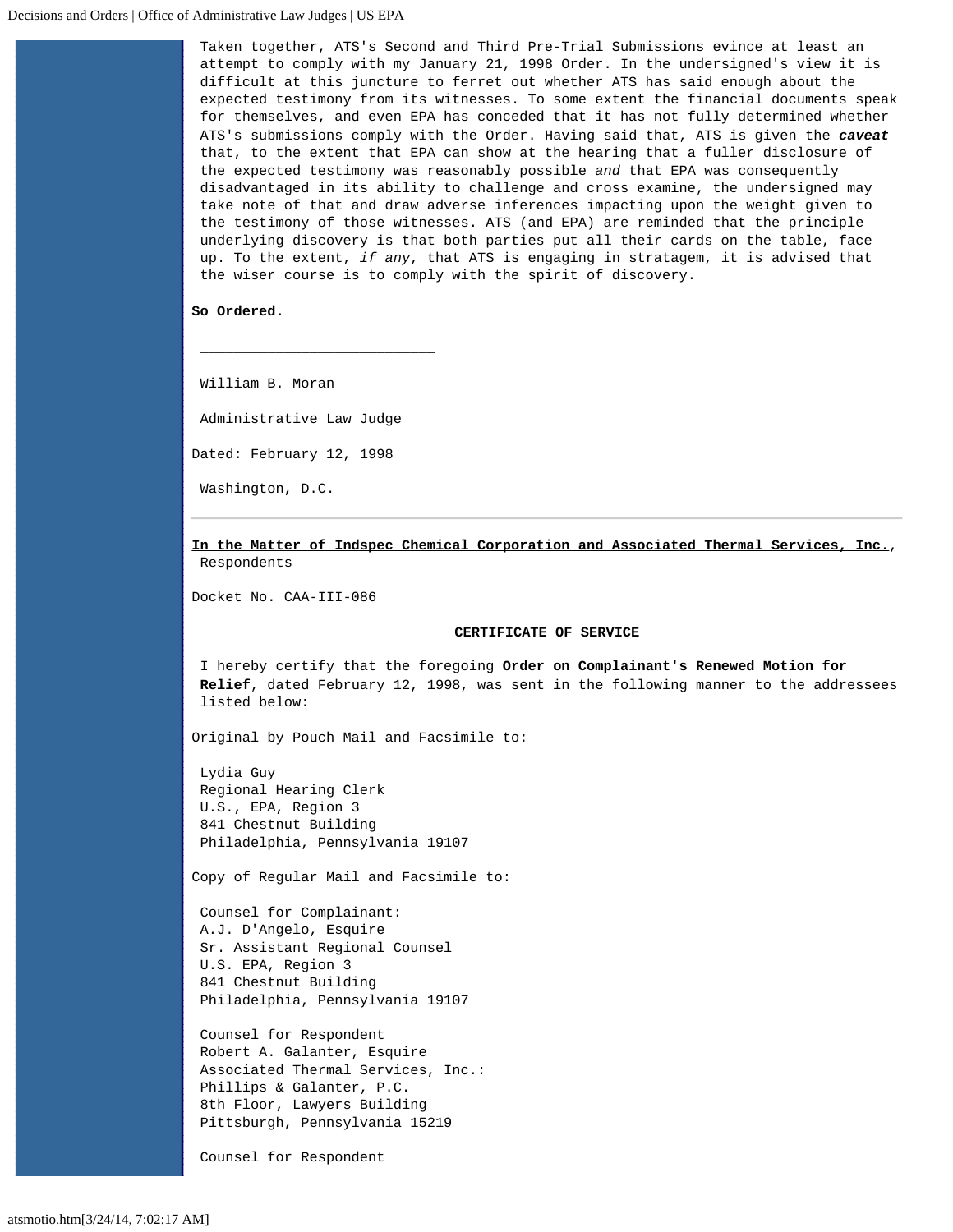Taken together, ATS's Second and Third Pre-Trial Submissions evince at least an attempt to comply with my January 21, 1998 Order. In the undersigned's view it is difficult at this juncture to ferret out whether ATS has said enough about the expected testimony from its witnesses. To some extent the financial documents speak for themselves, and even EPA has conceded that it has not fully determined whether ATS's submissions comply with the Order. Having said that, ATS is given the ***caveat*** that, to the extent that EPA can show at the hearing that a fuller disclosure of the expected testimony was reasonably possible *and* that EPA was consequently disadvantaged in its ability to challenge and cross examine, the undersigned may take note of that and draw adverse inferences impacting upon the weight given to the testimony of those witnesses. ATS (and EPA) are reminded that the principle underlying discovery is that both parties put all their cards on the table, face up. To the extent, *if any*, that ATS is engaging in stratagem, it is advised that the wiser course is to comply with the spirit of discovery.

**So Ordered.**

____________________________

William B. Moran

Administrative Law Judge

Dated: February 12, 1998

Washington, D.C.

---

**In the Matter of Indspec Chemical Corporation and Associated Thermal Services, Inc.**, Respondents

Docket No. CAA-III-086

**CERTIFICATE OF SERVICE**

I hereby certify that the foregoing **Order on Complainant's Renewed Motion for Relief**, dated February 12, 1998, was sent in the following manner to the addressees listed below:

Original by Pouch Mail and Facsimile to:

Lydia Guy
Regional Hearing Clerk
U.S., EPA, Region 3
841 Chestnut Building
Philadelphia, Pennsylvania 19107

Copy of Regular Mail and Facsimile to:

Counsel for Complainant:
A.J. D'Angelo, Esquire
Sr. Assistant Regional Counsel
U.S. EPA, Region 3
841 Chestnut Building
Philadelphia, Pennsylvania 19107

Counsel for Respondent
Robert A. Galanter, Esquire
Associated Thermal Services, Inc.:
Phillips & Galanter, P.C.
8th Floor, Lawyers Building
Pittsburgh, Pennsylvania 15219

Counsel for Respondent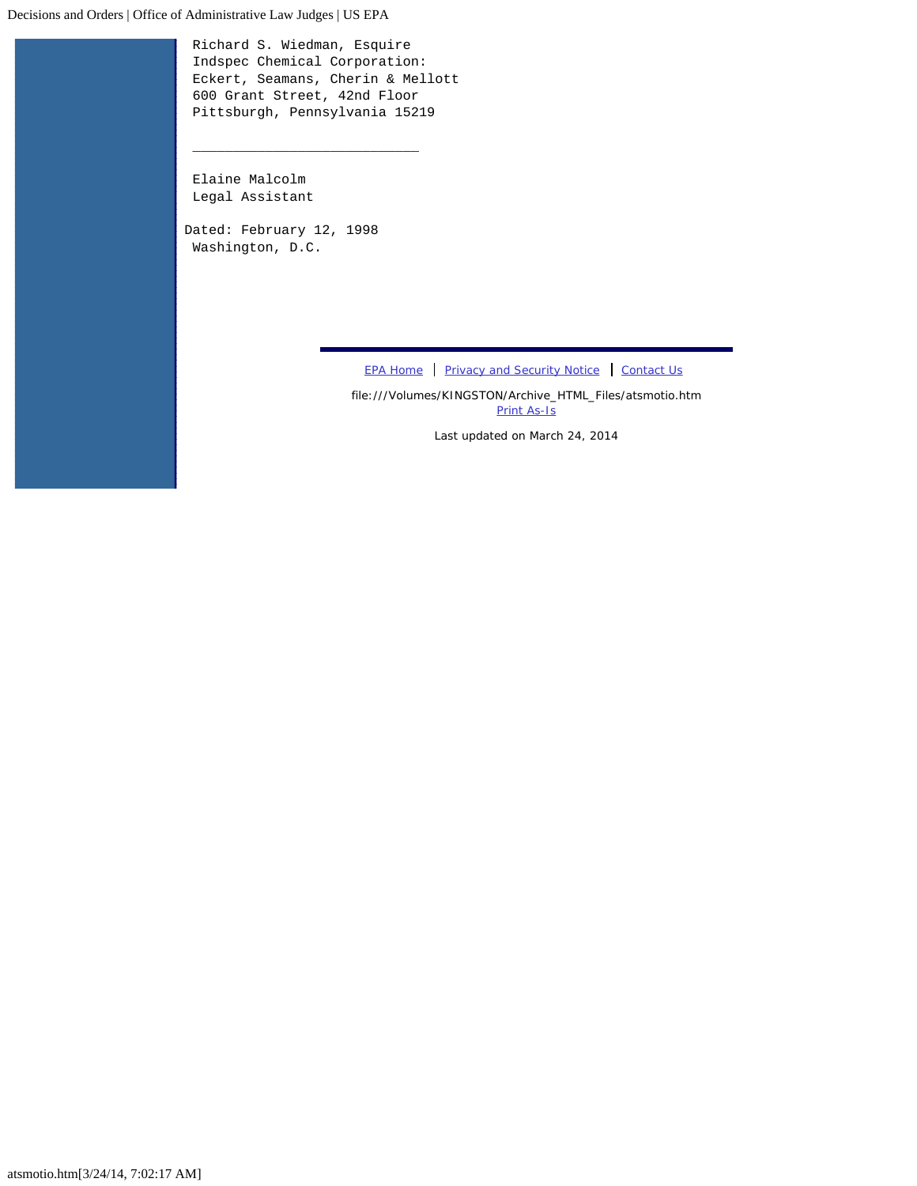Richard S. Wiedman, Esquire
Indspec Chemical Corporation:
Eckert, Seamans, Cherin & Mellott
600 Grant Street, 42nd Floor
Pittsburgh, Pennsylvania 15219

_____________________________

Elaine Malcolm
Legal Assistant

Dated: February 12, 1998
Washington, D.C.

EPA Home | Privacy and Security Notice | Contact Us

file:///Volumes/KINGSTON/Archive_HTML_Files/atsmotio.htm
Print As-Is

Last updated on March 24, 2014